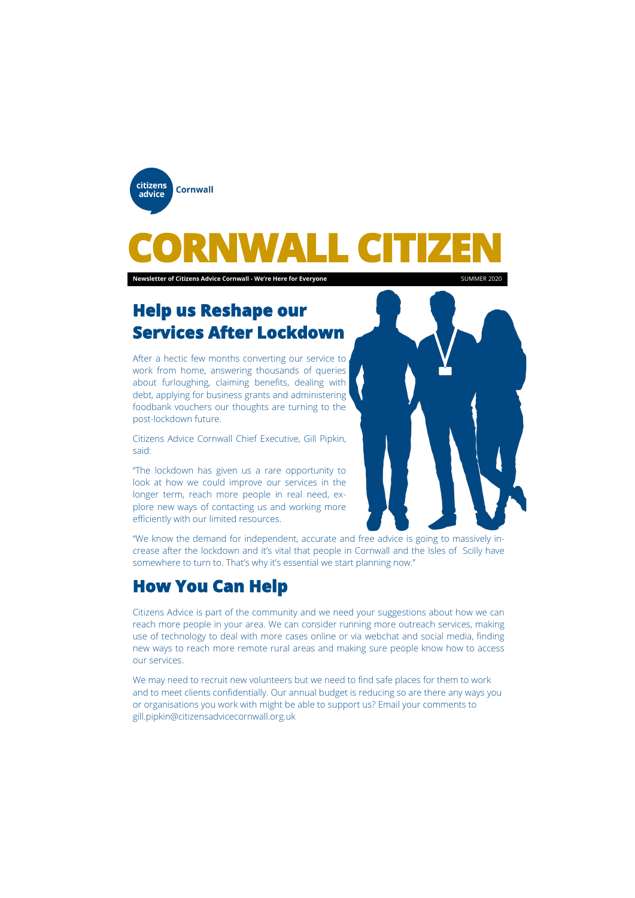citizens advice Cornwall

# CORNWALL CITIZEN

**Newsletter of Citizens Advice Cornwall - We're Here for Everyone** SUMMER 2020

## Help us Reshape our Services After Lockdown

After a hectic few months converting our service to work from home, answering thousands of queries about furloughing, claiming benefits, dealing with debt, applying for business grants and administering foodbank vouchers our thoughts are turning to the post-lockdown future.

Citizens Advice Cornwall Chief Executive, Gill Pipkin, said:

"The lockdown has given us a rare opportunity to look at how we could improve our services in the longer term, reach more people in real need, explore new ways of contacting us and working more efficiently with our limited resources.

"We know the demand for independent, accurate and free advice is going to massively increase after the lockdown and it's vital that people in Cornwall and the Isles of Scilly have somewhere to turn to. That's why it's essential we start planning now."

## How You Can Help

Citizens Advice is part of the community and we need your suggestions about how we can reach more people in your area. We can consider running more outreach services, making use of technology to deal with more cases online or via webchat and social media, finding new ways to reach more remote rural areas and making sure people know how to access our services.

We may need to recruit new volunteers but we need to find safe places for them to work and to meet clients confidentially. Our annual budget is reducing so are there any ways you or organisations you work with might be able to support us? Email your comments to gill.pipkin@citizensadvicecornwall.org.uk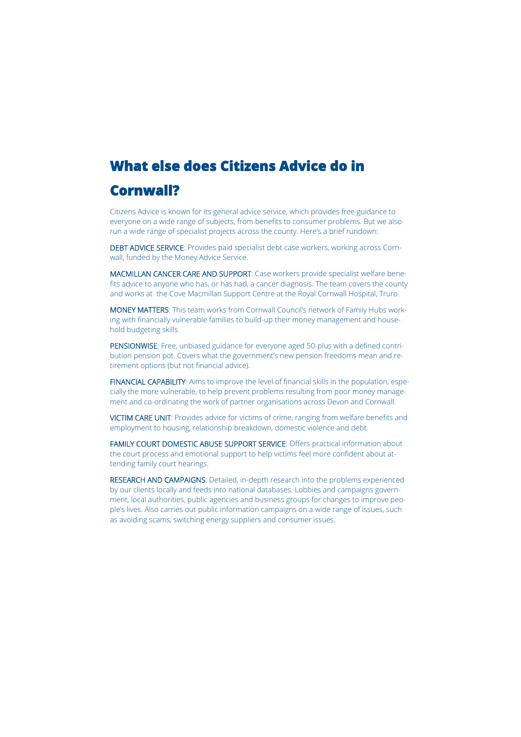# What else does Citizens Advice do in Cornwall?

Citizens Advice is known for its general advice service, which provides free guidance to everyone on a wide range of subjects, from benefits to consumer problems. But we also run a wide range of specialist projects across the county. Here's a brief rundown:

**DEBT ADVICE SERVICE**: Provides paid specialist debt case workers, working across Cornwall, funded by the Money Advice Service.

**MACMILLAN CANCER CARE AND SUPPORT**: Case workers provide specialist welfare benefits advice to anyone who has, or has had, a cancer diagnosis. The team covers the county and works at the Cove Macmillan Support Centre at the Royal Cornwall Hospital, Truro.

**MONEY MATTERS**: This team works from Cornwall Council's network of Family Hubs working with financially vulnerable families to build-up their money management and household budgeting skills.

**PENSIONWISE**: Free, unbiased guidance for everyone aged 50-plus with a defined contribution pension pot. Covers what the government's new pension freedoms mean and retirement options (but not financial advice).

**FINANCIAL CAPABILITY**: Aims to improve the level of financial skills in the population, especially the more vulnerable, to help prevent problems resulting from poor money management and co-ordinating the work of partner organisations across Devon and Cornwall.

**VICTIM CARE UNIT**: Provides advice for victims of crime, ranging from welfare benefits and employment to housing, relationship breakdown, domestic violence and debt.

**FAMILY COURT DOMESTIC ABUSE SUPPORT SERVICE**: Offers practical information about the court process and emotional support to help victims feel more confident about attending family court hearings.

**RESEARCH AND CAMPAIGNS**: Detailed, in-depth research into the problems experienced by our clients locally and feeds into national databases. Lobbies and campaigns government, local authorities, public agencies and business groups for changes to improve people's lives. Also carries out public information campaigns on a wide range of issues, such as avoiding scams, switching energy suppliers and consumer issues.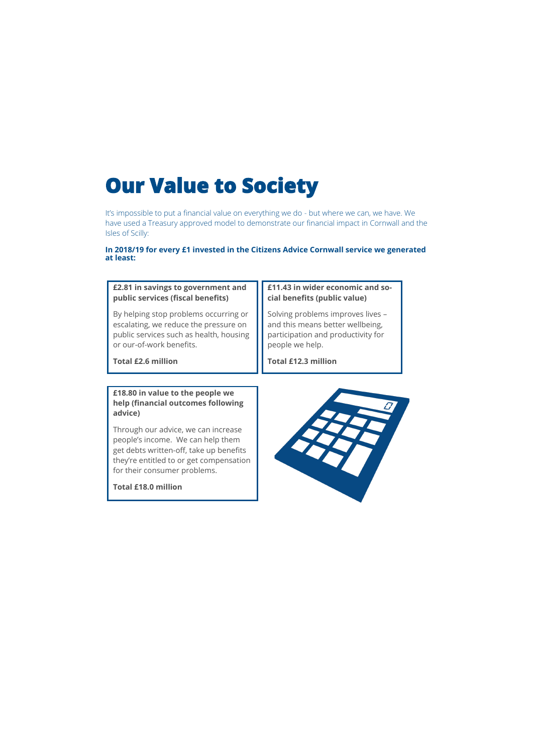# Our Value to Society

It's impossible to put a financial value on everything we do - but where we can, we have. We have used a Treasury approved model to demonstrate our financial impact in Cornwall and the Isles of Scilly:

**In 2018/19 for every £1 invested in the Citizens Advice Cornwall service we generated at least:**

**£2.81 in savings to government and public services (fiscal benefits)**

By helping stop problems occurring or escalating, we reduce the pressure on public services such as health, housing or our-of-work benefits.

**Total £2.6 million**

**£11.43 in wider economic and social benefits (public value)**

Solving problems improves lives – and this means better wellbeing, participation and productivity for people we help.

**Total £12.3 million**

**£18.80 in value to the people we help (financial outcomes following advice)**

Through our advice, we can increase people's income. We can help them get debts written-off, take up benefits they're entitled to or get compensation for their consumer problems.

**Total £18.0 million**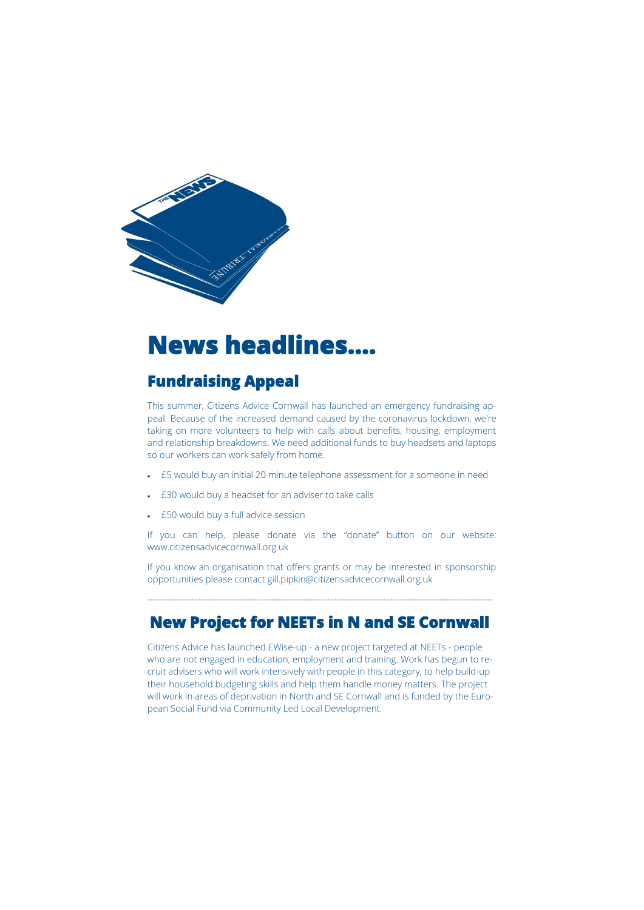# News headlines....

## Fundraising Appeal

This summer, Citizens Advice Cornwall has launched an emergency fundraising appeal. Because of the increased demand caused by the coronavirus lockdown, we're taking on more volunteers to help with calls about benefits, housing, employment and relationship breakdowns. We need additional funds to buy headsets and laptops so our workers can work safely from home.

- £5 would buy an initial 20 minute telephone assessment for a someone in need
- £30 would buy a headset for an adviser to take calls
- £50 would buy a full advice session

If you can help, please donate via the "donate" button on our website: www.citizensadvicecornwall.org.uk

If you know an organisation that offers grants or may be interested in sponsorship opportunities please contact gill.pipkin@citizensadvicecornwall.org.uk

---

## New Project for NEETs in N and SE Cornwall

Citizens Advice has launched £Wise-up - a new project targeted at NEETs - people who are not engaged in education, employment and training. Work has begun to recruit advisers who will work intensively with people in this category, to help build-up their household budgeting skills and help them handle money matters. The project will work in areas of deprivation in North and SE Cornwall and is funded by the European Social Fund via Community Led Local Development.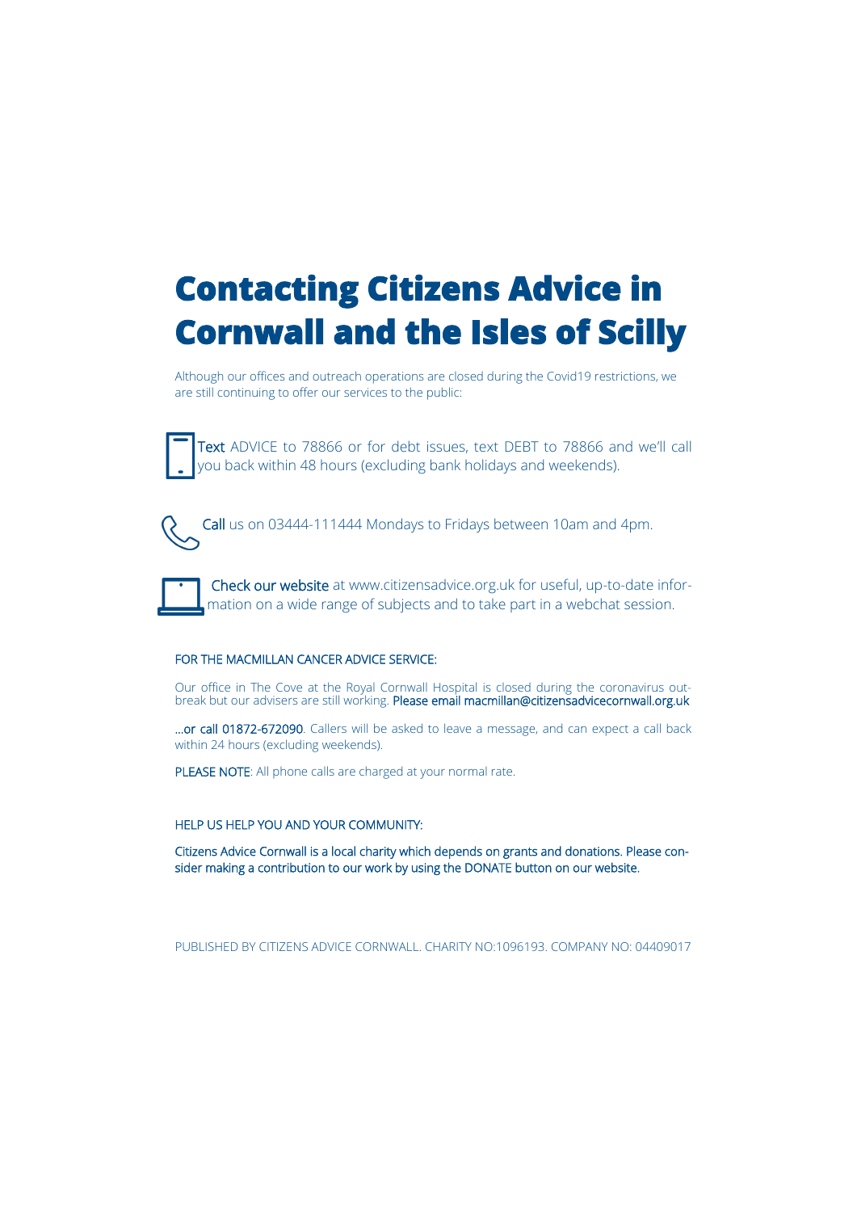# Contacting Citizens Advice in Cornwall and the Isles of Scilly

Although our offices and outreach operations are closed during the Covid19 restrictions, we are still continuing to offer our services to the public:

**Text** ADVICE to 78866 or for debt issues, text DEBT to 78866 and we'll call you back within 48 hours (excluding bank holidays and weekends).

**Call** us on 03444-111444 Mondays to Fridays between 10am and 4pm.

**Check our website** at www.citizensadvice.org.uk for useful, up-to-date information on a wide range of subjects and to take part in a webchat session.

FOR THE MACMILLAN CANCER ADVICE SERVICE:

Our office in The Cove at the Royal Cornwall Hospital is closed during the coronavirus outbreak but our advisers are still working. **Please email macmillan@citizensadvicecornwall.org.uk**

**...or call 01872-672090**. Callers will be asked to leave a message, and can expect a call back within 24 hours (excluding weekends).

**PLEASE NOTE**: All phone calls are charged at your normal rate.

HELP US HELP YOU AND YOUR COMMUNITY:

Citizens Advice Cornwall is a local charity which depends on grants and donations. Please consider making a contribution to our work by using the DONATE button on our website.

PUBLISHED BY CITIZENS ADVICE CORNWALL. CHARITY NO:1096193. COMPANY NO: 04409017